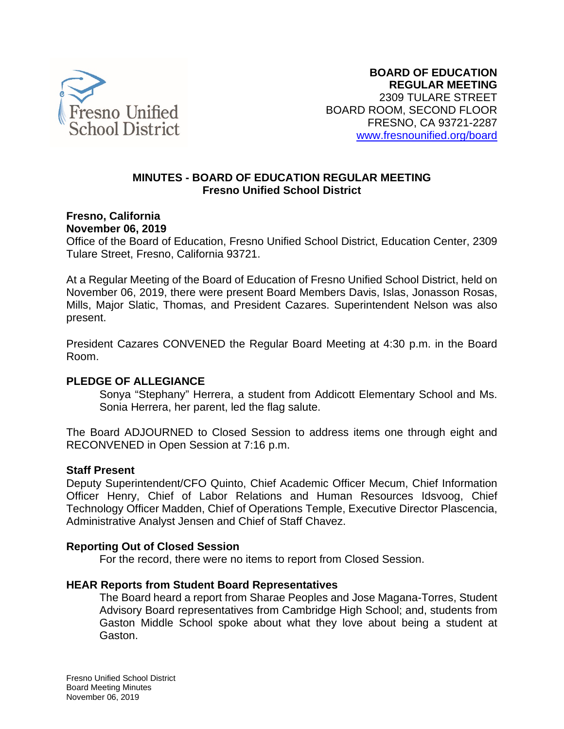**BOARD OF EDUCATION**
**REGULAR MEETING**
2309 TULARE STREET
BOARD ROOM, SECOND FLOOR
FRESNO, CA 93721-2287
www.fresnounified.org/board

## MINUTES - BOARD OF EDUCATION REGULAR MEETING
## Fresno Unified School District

**Fresno, California**
**November 06, 2019**
Office of the Board of Education, Fresno Unified School District, Education Center, 2309 Tulare Street, Fresno, California 93721.

At a Regular Meeting of the Board of Education of Fresno Unified School District, held on November 06, 2019, there were present Board Members Davis, Islas, Jonasson Rosas, Mills, Major Slatic, Thomas, and President Cazares. Superintendent Nelson was also present.

President Cazares CONVENED the Regular Board Meeting at 4:30 p.m. in the Board Room.

### PLEDGE OF ALLEGIANCE

Sonya "Stephany" Herrera, a student from Addicott Elementary School and Ms. Sonia Herrera, her parent, led the flag salute.

The Board ADJOURNED to Closed Session to address items one through eight and RECONVENED in Open Session at 7:16 p.m.

### Staff Present

Deputy Superintendent/CFO Quinto, Chief Academic Officer Mecum, Chief Information Officer Henry, Chief of Labor Relations and Human Resources Idsvoog, Chief Technology Officer Madden, Chief of Operations Temple, Executive Director Plascencia, Administrative Analyst Jensen and Chief of Staff Chavez.

### Reporting Out of Closed Session

For the record, there were no items to report from Closed Session.

### HEAR Reports from Student Board Representatives

The Board heard a report from Sharae Peoples and Jose Magana-Torres, Student Advisory Board representatives from Cambridge High School; and, students from Gaston Middle School spoke about what they love about being a student at Gaston.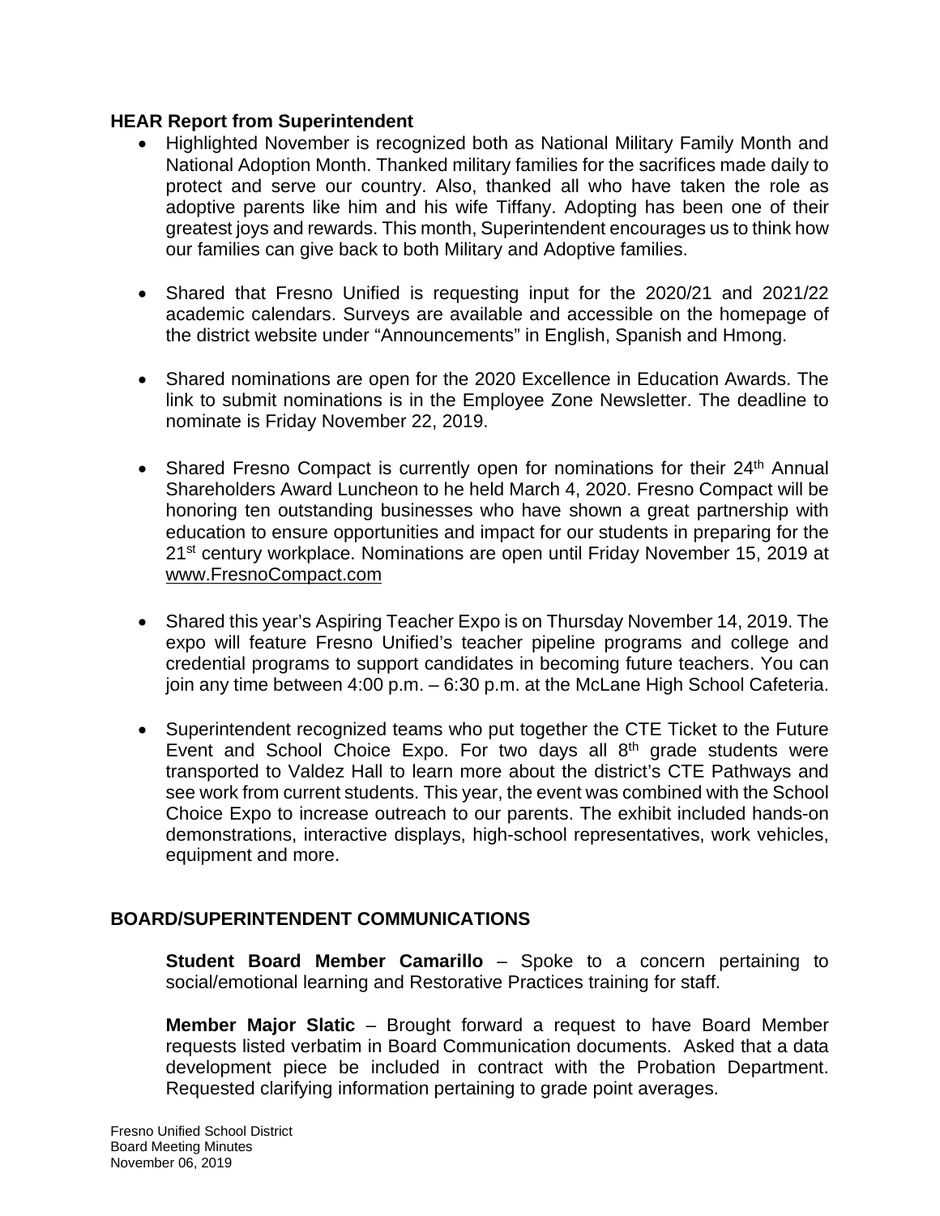**HEAR Report from Superintendent**

- Highlighted November is recognized both as National Military Family Month and National Adoption Month. Thanked military families for the sacrifices made daily to protect and serve our country. Also, thanked all who have taken the role as adoptive parents like him and his wife Tiffany. Adopting has been one of their greatest joys and rewards. This month, Superintendent encourages us to think how our families can give back to both Military and Adoptive families.

- Shared that Fresno Unified is requesting input for the 2020/21 and 2021/22 academic calendars. Surveys are available and accessible on the homepage of the district website under "Announcements" in English, Spanish and Hmong.

- Shared nominations are open for the 2020 Excellence in Education Awards. The link to submit nominations is in the Employee Zone Newsletter. The deadline to nominate is Friday November 22, 2019.

- Shared Fresno Compact is currently open for nominations for their 24th Annual Shareholders Award Luncheon to he held March 4, 2020. Fresno Compact will be honoring ten outstanding businesses who have shown a great partnership with education to ensure opportunities and impact for our students in preparing for the 21st century workplace. Nominations are open until Friday November 15, 2019 at www.FresnoCompact.com

- Shared this year's Aspiring Teacher Expo is on Thursday November 14, 2019. The expo will feature Fresno Unified's teacher pipeline programs and college and credential programs to support candidates in becoming future teachers. You can join any time between 4:00 p.m. – 6:30 p.m. at the McLane High School Cafeteria.

- Superintendent recognized teams who put together the CTE Ticket to the Future Event and School Choice Expo. For two days all 8th grade students were transported to Valdez Hall to learn more about the district's CTE Pathways and see work from current students. This year, the event was combined with the School Choice Expo to increase outreach to our parents. The exhibit included hands-on demonstrations, interactive displays, high-school representatives, work vehicles, equipment and more.

**BOARD/SUPERINTENDENT COMMUNICATIONS**

**Student Board Member Camarillo** – Spoke to a concern pertaining to social/emotional learning and Restorative Practices training for staff.

**Member Major Slatic** – Brought forward a request to have Board Member requests listed verbatim in Board Communication documents. Asked that a data development piece be included in contract with the Probation Department. Requested clarifying information pertaining to grade point averages.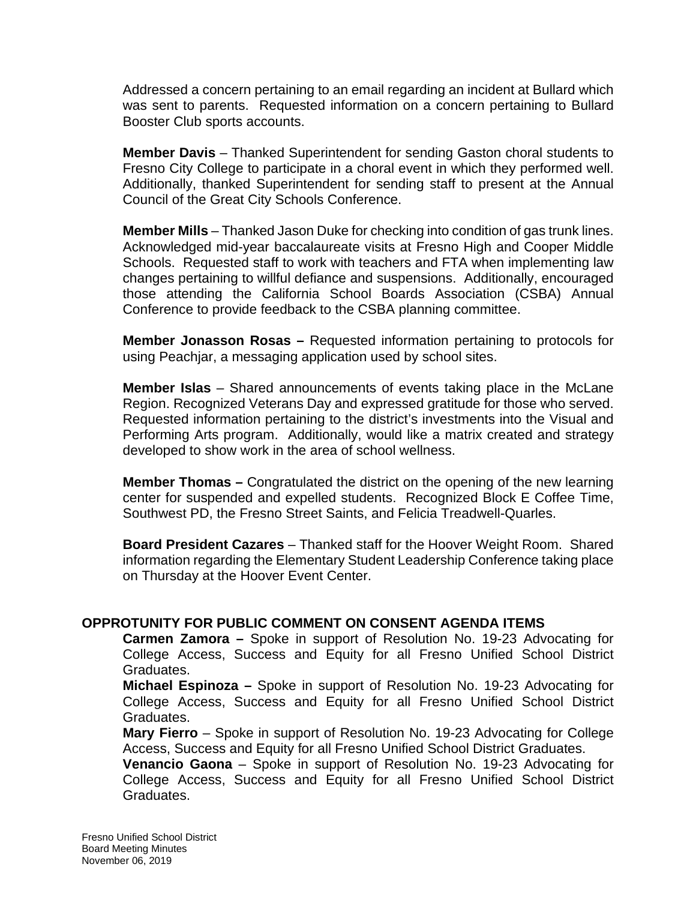Addressed a concern pertaining to an email regarding an incident at Bullard which was sent to parents. Requested information on a concern pertaining to Bullard Booster Club sports accounts.

**Member Davis** – Thanked Superintendent for sending Gaston choral students to Fresno City College to participate in a choral event in which they performed well. Additionally, thanked Superintendent for sending staff to present at the Annual Council of the Great City Schools Conference.

**Member Mills** – Thanked Jason Duke for checking into condition of gas trunk lines. Acknowledged mid-year baccalaureate visits at Fresno High and Cooper Middle Schools. Requested staff to work with teachers and FTA when implementing law changes pertaining to willful defiance and suspensions. Additionally, encouraged those attending the California School Boards Association (CSBA) Annual Conference to provide feedback to the CSBA planning committee.

**Member Jonasson Rosas –** Requested information pertaining to protocols for using Peachjar, a messaging application used by school sites.

**Member Islas** – Shared announcements of events taking place in the McLane Region. Recognized Veterans Day and expressed gratitude for those who served. Requested information pertaining to the district's investments into the Visual and Performing Arts program. Additionally, would like a matrix created and strategy developed to show work in the area of school wellness.

**Member Thomas –** Congratulated the district on the opening of the new learning center for suspended and expelled students. Recognized Block E Coffee Time, Southwest PD, the Fresno Street Saints, and Felicia Treadwell-Quarles.

**Board President Cazares** – Thanked staff for the Hoover Weight Room. Shared information regarding the Elementary Student Leadership Conference taking place on Thursday at the Hoover Event Center.

## OPPROTUNITY FOR PUBLIC COMMENT ON CONSENT AGENDA ITEMS

**Carmen Zamora –** Spoke in support of Resolution No. 19-23 Advocating for College Access, Success and Equity for all Fresno Unified School District Graduates.

**Michael Espinoza –** Spoke in support of Resolution No. 19-23 Advocating for College Access, Success and Equity for all Fresno Unified School District Graduates.

**Mary Fierro** – Spoke in support of Resolution No. 19-23 Advocating for College Access, Success and Equity for all Fresno Unified School District Graduates.

**Venancio Gaona** – Spoke in support of Resolution No. 19-23 Advocating for College Access, Success and Equity for all Fresno Unified School District Graduates.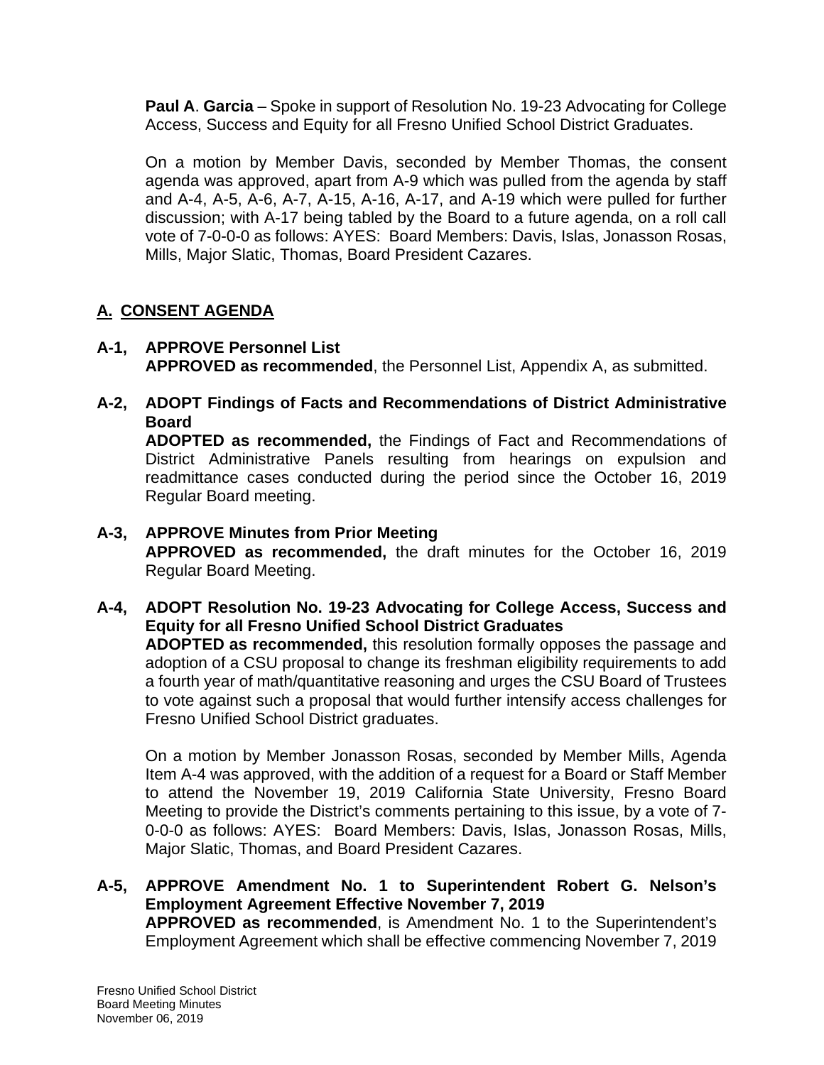**Paul A**. **Garcia** – Spoke in support of Resolution No. 19-23 Advocating for College Access, Success and Equity for all Fresno Unified School District Graduates.

On a motion by Member Davis, seconded by Member Thomas, the consent agenda was approved, apart from A-9 which was pulled from the agenda by staff and A-4, A-5, A-6, A-7, A-15, A-16, A-17, and A-19 which were pulled for further discussion; with A-17 being tabled by the Board to a future agenda, on a roll call vote of 7-0-0-0 as follows: AYES: Board Members: Davis, Islas, Jonasson Rosas, Mills, Major Slatic, Thomas, Board President Cazares.

## A. CONSENT AGENDA

**A-1, APPROVE Personnel List**
**APPROVED as recommended**, the Personnel List, Appendix A, as submitted.

**A-2, ADOPT Findings of Facts and Recommendations of District Administrative Board**
**ADOPTED as recommended,** the Findings of Fact and Recommendations of District Administrative Panels resulting from hearings on expulsion and readmittance cases conducted during the period since the October 16, 2019 Regular Board meeting.

**A-3, APPROVE Minutes from Prior Meeting**
**APPROVED as recommended,** the draft minutes for the October 16, 2019 Regular Board Meeting.

**A-4, ADOPT Resolution No. 19-23 Advocating for College Access, Success and Equity for all Fresno Unified School District Graduates**
**ADOPTED as recommended,** this resolution formally opposes the passage and adoption of a CSU proposal to change its freshman eligibility requirements to add a fourth year of math/quantitative reasoning and urges the CSU Board of Trustees to vote against such a proposal that would further intensify access challenges for Fresno Unified School District graduates.

On a motion by Member Jonasson Rosas, seconded by Member Mills, Agenda Item A-4 was approved, with the addition of a request for a Board or Staff Member to attend the November 19, 2019 California State University, Fresno Board Meeting to provide the District's comments pertaining to this issue, by a vote of 7-0-0-0 as follows: AYES: Board Members: Davis, Islas, Jonasson Rosas, Mills, Major Slatic, Thomas, and Board President Cazares.

**A-5, APPROVE Amendment No. 1 to Superintendent Robert G. Nelson's Employment Agreement Effective November 7, 2019**
**APPROVED as recommended**, is Amendment No. 1 to the Superintendent's Employment Agreement which shall be effective commencing November 7, 2019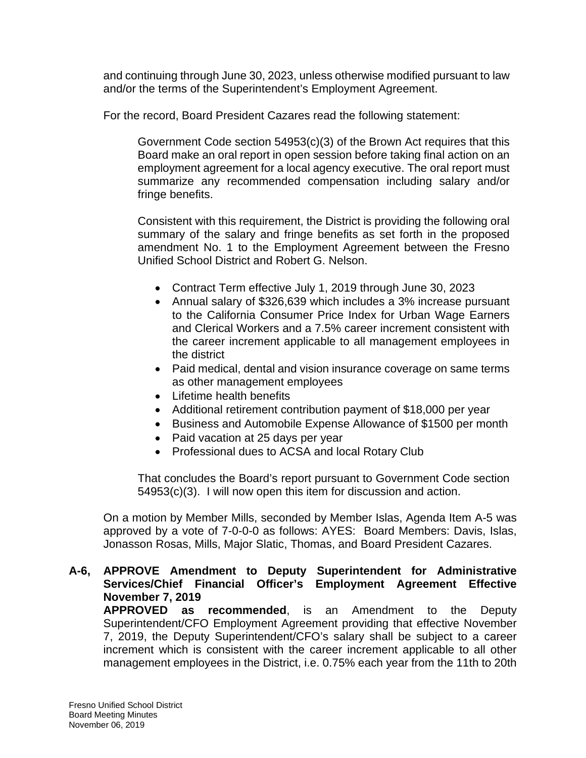and continuing through June 30, 2023, unless otherwise modified pursuant to law and/or the terms of the Superintendent's Employment Agreement.

For the record, Board President Cazares read the following statement:

> Government Code section 54953(c)(3) of the Brown Act requires that this Board make an oral report in open session before taking final action on an employment agreement for a local agency executive. The oral report must summarize any recommended compensation including salary and/or fringe benefits.
>
> Consistent with this requirement, the District is providing the following oral summary of the salary and fringe benefits as set forth in the proposed amendment No. 1 to the Employment Agreement between the Fresno Unified School District and Robert G. Nelson.
>
> - Contract Term effective July 1, 2019 through June 30, 2023
> - Annual salary of $326,639 which includes a 3% increase pursuant to the California Consumer Price Index for Urban Wage Earners and Clerical Workers and a 7.5% career increment consistent with the career increment applicable to all management employees in the district
> - Paid medical, dental and vision insurance coverage on same terms as other management employees
> - Lifetime health benefits
> - Additional retirement contribution payment of $18,000 per year
> - Business and Automobile Expense Allowance of $1500 per month
> - Paid vacation at 25 days per year
> - Professional dues to ACSA and local Rotary Club
>
> That concludes the Board's report pursuant to Government Code section 54953(c)(3). I will now open this item for discussion and action.

On a motion by Member Mills, seconded by Member Islas, Agenda Item A-5 was approved by a vote of 7-0-0-0 as follows: AYES: Board Members: Davis, Islas, Jonasson Rosas, Mills, Major Slatic, Thomas, and Board President Cazares.

**A-6, APPROVE Amendment to Deputy Superintendent for Administrative Services/Chief Financial Officer's Employment Agreement Effective November 7, 2019**

**APPROVED as recommended**, is an Amendment to the Deputy Superintendent/CFO Employment Agreement providing that effective November 7, 2019, the Deputy Superintendent/CFO's salary shall be subject to a career increment which is consistent with the career increment applicable to all other management employees in the District, i.e. 0.75% each year from the 11th to 20th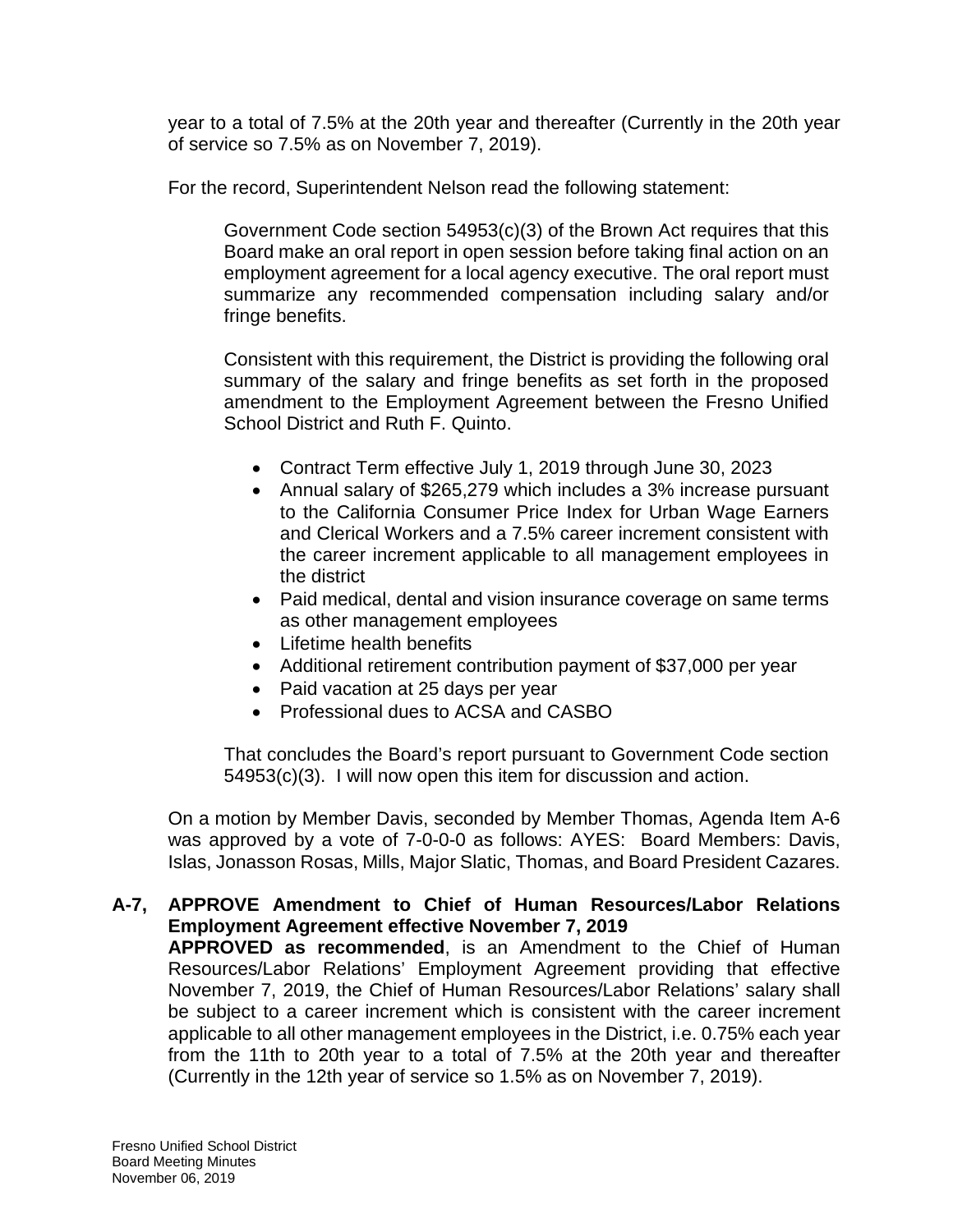year to a total of 7.5% at the 20th year and thereafter (Currently in the 20th year of service so 7.5% as on November 7, 2019).

For the record, Superintendent Nelson read the following statement:

> Government Code section 54953(c)(3) of the Brown Act requires that this Board make an oral report in open session before taking final action on an employment agreement for a local agency executive. The oral report must summarize any recommended compensation including salary and/or fringe benefits.
>
> Consistent with this requirement, the District is providing the following oral summary of the salary and fringe benefits as set forth in the proposed amendment to the Employment Agreement between the Fresno Unified School District and Ruth F. Quinto.
>
> - Contract Term effective July 1, 2019 through June 30, 2023
> - Annual salary of $265,279 which includes a 3% increase pursuant to the California Consumer Price Index for Urban Wage Earners and Clerical Workers and a 7.5% career increment consistent with the career increment applicable to all management employees in the district
> - Paid medical, dental and vision insurance coverage on same terms as other management employees
> - Lifetime health benefits
> - Additional retirement contribution payment of $37,000 per year
> - Paid vacation at 25 days per year
> - Professional dues to ACSA and CASBO
>
> That concludes the Board's report pursuant to Government Code section 54953(c)(3). I will now open this item for discussion and action.

On a motion by Member Davis, seconded by Member Thomas, Agenda Item A-6 was approved by a vote of 7-0-0-0 as follows: AYES: Board Members: Davis, Islas, Jonasson Rosas, Mills, Major Slatic, Thomas, and Board President Cazares.

**A-7, APPROVE Amendment to Chief of Human Resources/Labor Relations Employment Agreement effective November 7, 2019**

**APPROVED as recommended**, is an Amendment to the Chief of Human Resources/Labor Relations' Employment Agreement providing that effective November 7, 2019, the Chief of Human Resources/Labor Relations' salary shall be subject to a career increment which is consistent with the career increment applicable to all other management employees in the District, i.e. 0.75% each year from the 11th to 20th year to a total of 7.5% at the 20th year and thereafter (Currently in the 12th year of service so 1.5% as on November 7, 2019).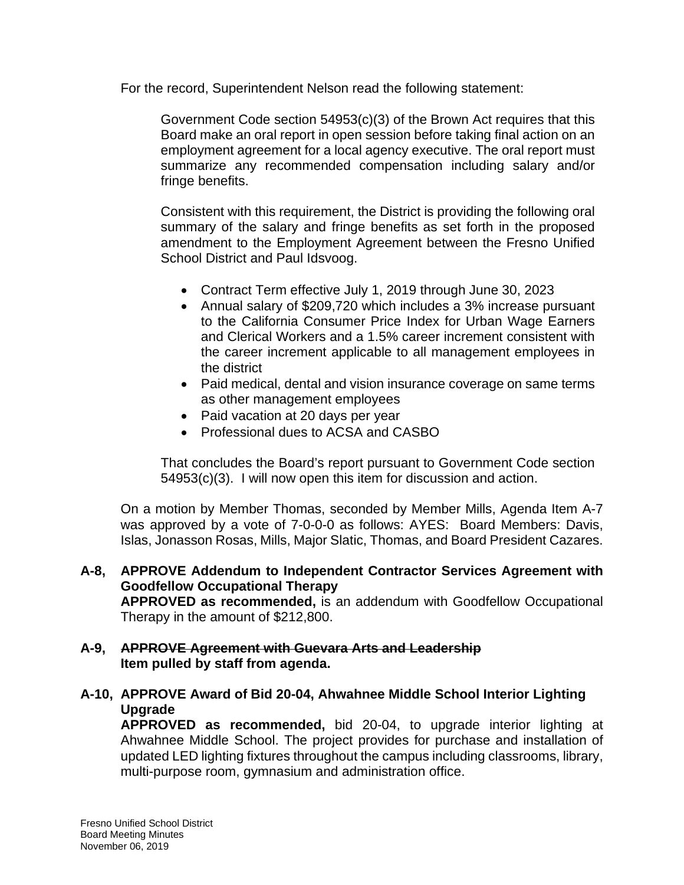For the record, Superintendent Nelson read the following statement:

> Government Code section 54953(c)(3) of the Brown Act requires that this Board make an oral report in open session before taking final action on an employment agreement for a local agency executive. The oral report must summarize any recommended compensation including salary and/or fringe benefits.
>
> Consistent with this requirement, the District is providing the following oral summary of the salary and fringe benefits as set forth in the proposed amendment to the Employment Agreement between the Fresno Unified School District and Paul Idsvoog.
>
> - Contract Term effective July 1, 2019 through June 30, 2023
> - Annual salary of $209,720 which includes a 3% increase pursuant to the California Consumer Price Index for Urban Wage Earners and Clerical Workers and a 1.5% career increment consistent with the career increment applicable to all management employees in the district
> - Paid medical, dental and vision insurance coverage on same terms as other management employees
> - Paid vacation at 20 days per year
> - Professional dues to ACSA and CASBO
>
> That concludes the Board's report pursuant to Government Code section 54953(c)(3). I will now open this item for discussion and action.

On a motion by Member Thomas, seconded by Member Mills, Agenda Item A-7 was approved by a vote of 7-0-0-0 as follows: AYES: Board Members: Davis, Islas, Jonasson Rosas, Mills, Major Slatic, Thomas, and Board President Cazares.

**A-8, APPROVE Addendum to Independent Contractor Services Agreement with Goodfellow Occupational Therapy**
**APPROVED as recommended,** is an addendum with Goodfellow Occupational Therapy in the amount of $212,800.

**A-9, ~~APPROVE Agreement with Guevara Arts and Leadership~~**
**Item pulled by staff from agenda.**

**A-10, APPROVE Award of Bid 20-04, Ahwahnee Middle School Interior Lighting Upgrade**
**APPROVED as recommended,** bid 20-04, to upgrade interior lighting at Ahwahnee Middle School. The project provides for purchase and installation of updated LED lighting fixtures throughout the campus including classrooms, library, multi-purpose room, gymnasium and administration office.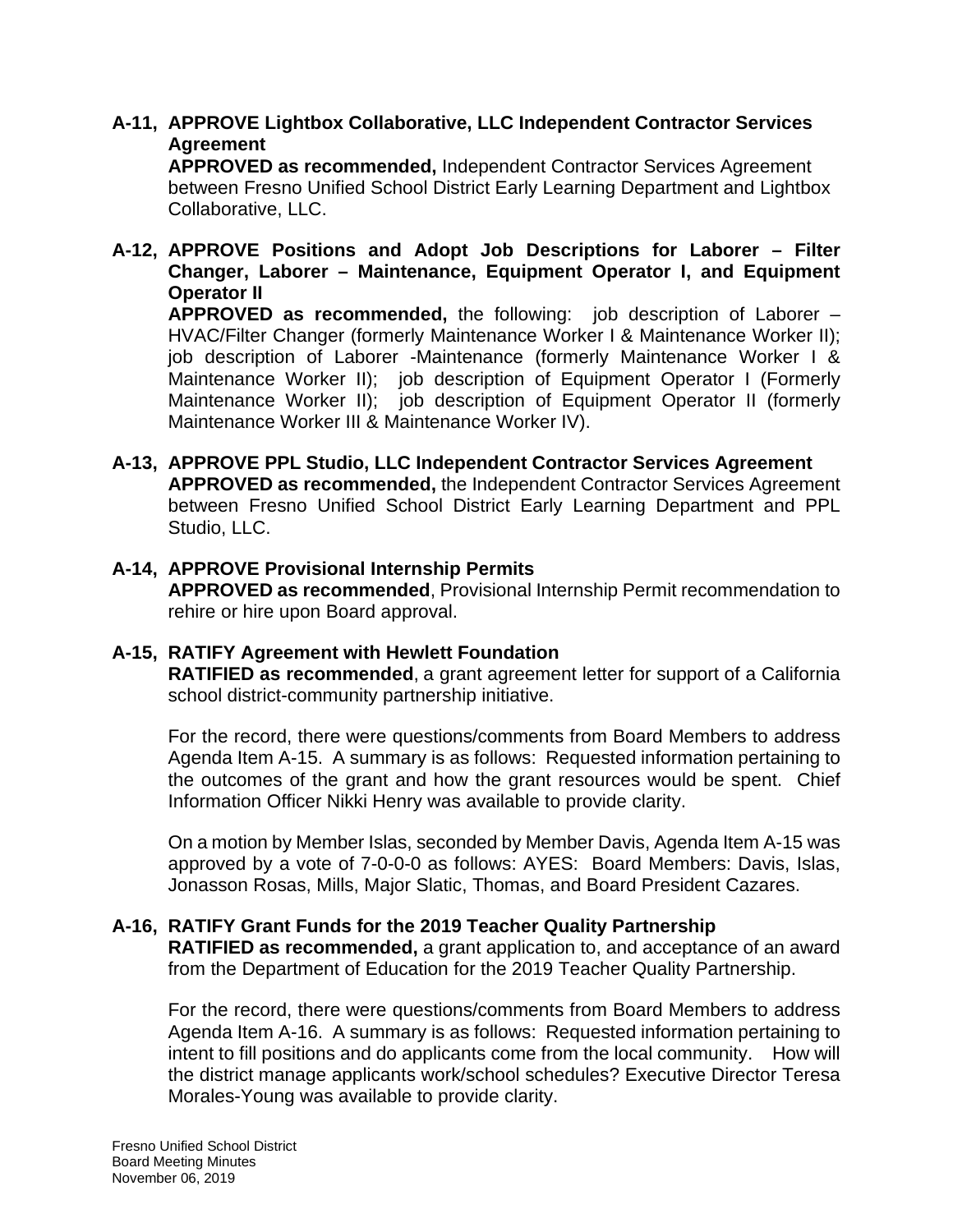**A-11, APPROVE Lightbox Collaborative, LLC Independent Contractor Services Agreement**

**APPROVED as recommended,** Independent Contractor Services Agreement between Fresno Unified School District Early Learning Department and Lightbox Collaborative, LLC.

**A-12, APPROVE Positions and Adopt Job Descriptions for Laborer – Filter Changer, Laborer – Maintenance, Equipment Operator I, and Equipment Operator II**

**APPROVED as recommended,** the following: job description of Laborer – HVAC/Filter Changer (formerly Maintenance Worker I & Maintenance Worker II); job description of Laborer -Maintenance (formerly Maintenance Worker I & Maintenance Worker II); job description of Equipment Operator I (Formerly Maintenance Worker II); job description of Equipment Operator II (formerly Maintenance Worker III & Maintenance Worker IV).

**A-13, APPROVE PPL Studio, LLC Independent Contractor Services Agreement**

**APPROVED as recommended,** the Independent Contractor Services Agreement between Fresno Unified School District Early Learning Department and PPL Studio, LLC.

**A-14, APPROVE Provisional Internship Permits**

**APPROVED as recommended**, Provisional Internship Permit recommendation to rehire or hire upon Board approval.

**A-15, RATIFY Agreement with Hewlett Foundation**

**RATIFIED as recommended**, a grant agreement letter for support of a California school district-community partnership initiative.

For the record, there were questions/comments from Board Members to address Agenda Item A-15. A summary is as follows: Requested information pertaining to the outcomes of the grant and how the grant resources would be spent. Chief Information Officer Nikki Henry was available to provide clarity.

On a motion by Member Islas, seconded by Member Davis, Agenda Item A-15 was approved by a vote of 7-0-0-0 as follows: AYES: Board Members: Davis, Islas, Jonasson Rosas, Mills, Major Slatic, Thomas, and Board President Cazares.

**A-16, RATIFY Grant Funds for the 2019 Teacher Quality Partnership**

**RATIFIED as recommended,** a grant application to, and acceptance of an award from the Department of Education for the 2019 Teacher Quality Partnership.

For the record, there were questions/comments from Board Members to address Agenda Item A-16. A summary is as follows: Requested information pertaining to intent to fill positions and do applicants come from the local community. How will the district manage applicants work/school schedules? Executive Director Teresa Morales-Young was available to provide clarity.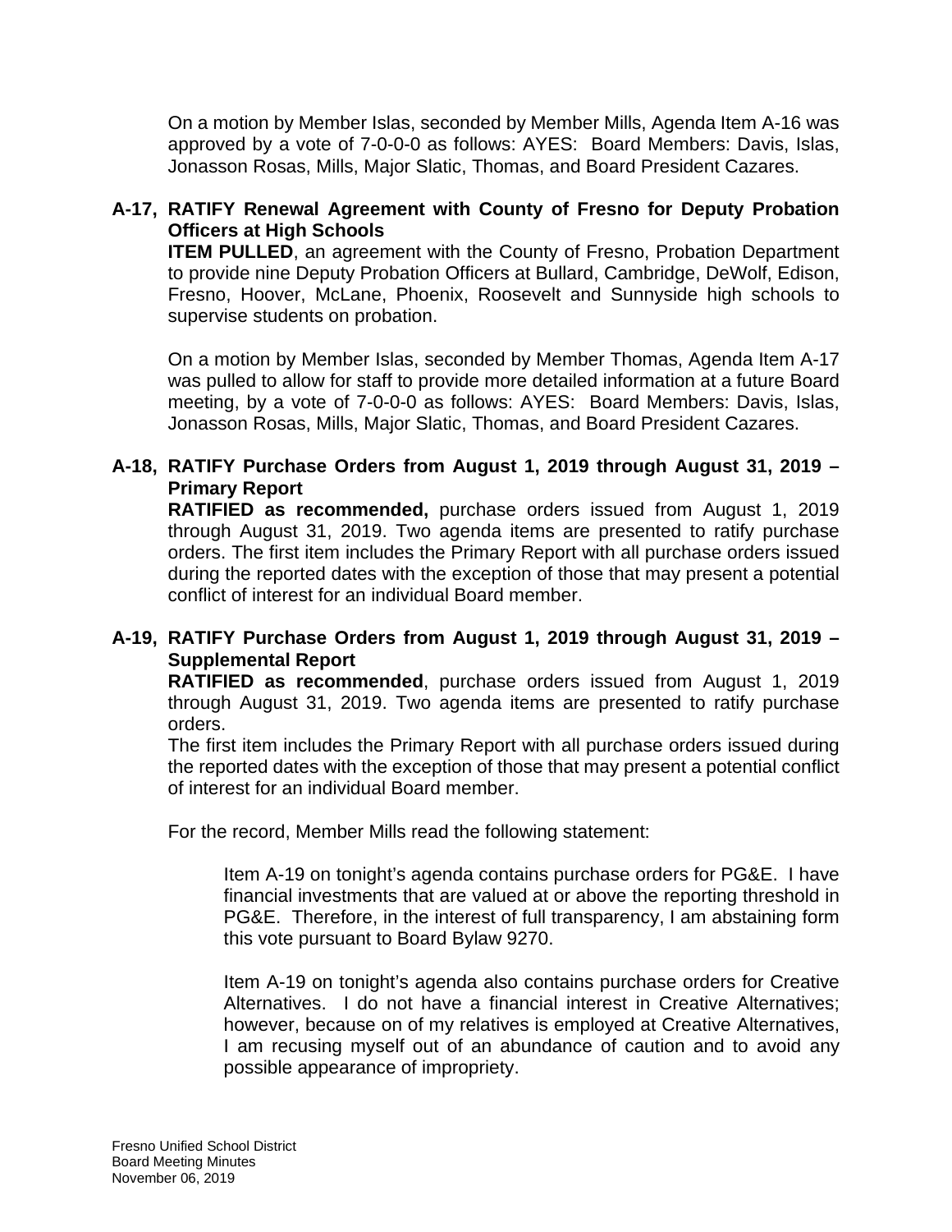On a motion by Member Islas, seconded by Member Mills, Agenda Item A-16 was approved by a vote of 7-0-0-0 as follows: AYES: Board Members: Davis, Islas, Jonasson Rosas, Mills, Major Slatic, Thomas, and Board President Cazares.

**A-17, RATIFY Renewal Agreement with County of Fresno for Deputy Probation Officers at High Schools**

**ITEM PULLED**, an agreement with the County of Fresno, Probation Department to provide nine Deputy Probation Officers at Bullard, Cambridge, DeWolf, Edison, Fresno, Hoover, McLane, Phoenix, Roosevelt and Sunnyside high schools to supervise students on probation.

On a motion by Member Islas, seconded by Member Thomas, Agenda Item A-17 was pulled to allow for staff to provide more detailed information at a future Board meeting, by a vote of 7-0-0-0 as follows: AYES: Board Members: Davis, Islas, Jonasson Rosas, Mills, Major Slatic, Thomas, and Board President Cazares.

**A-18, RATIFY Purchase Orders from August 1, 2019 through August 31, 2019 – Primary Report**

**RATIFIED as recommended,** purchase orders issued from August 1, 2019 through August 31, 2019. Two agenda items are presented to ratify purchase orders. The first item includes the Primary Report with all purchase orders issued during the reported dates with the exception of those that may present a potential conflict of interest for an individual Board member.

**A-19, RATIFY Purchase Orders from August 1, 2019 through August 31, 2019 – Supplemental Report**

**RATIFIED as recommended**, purchase orders issued from August 1, 2019 through August 31, 2019. Two agenda items are presented to ratify purchase orders.

The first item includes the Primary Report with all purchase orders issued during the reported dates with the exception of those that may present a potential conflict of interest for an individual Board member.

For the record, Member Mills read the following statement:

> Item A-19 on tonight's agenda contains purchase orders for PG&E. I have financial investments that are valued at or above the reporting threshold in PG&E. Therefore, in the interest of full transparency, I am abstaining form this vote pursuant to Board Bylaw 9270.
>
> Item A-19 on tonight's agenda also contains purchase orders for Creative Alternatives. I do not have a financial interest in Creative Alternatives; however, because on of my relatives is employed at Creative Alternatives, I am recusing myself out of an abundance of caution and to avoid any possible appearance of impropriety.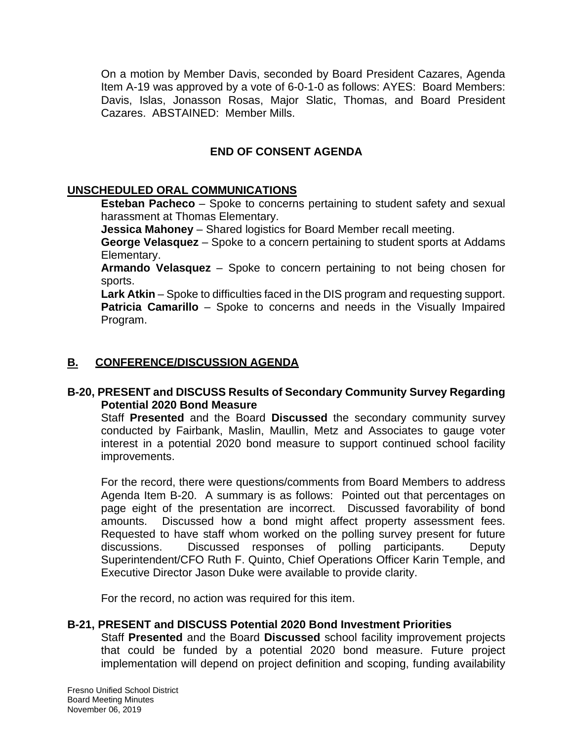On a motion by Member Davis, seconded by Board President Cazares, Agenda Item A-19 was approved by a vote of 6-0-1-0 as follows: AYES: Board Members: Davis, Islas, Jonasson Rosas, Major Slatic, Thomas, and Board President Cazares. ABSTAINED: Member Mills.

**END OF CONSENT AGENDA**

## UNSCHEDULED ORAL COMMUNICATIONS

**Esteban Pacheco** – Spoke to concerns pertaining to student safety and sexual harassment at Thomas Elementary.
**Jessica Mahoney** – Shared logistics for Board Member recall meeting.
**George Velasquez** – Spoke to a concern pertaining to student sports at Addams Elementary.
**Armando Velasquez** – Spoke to concern pertaining to not being chosen for sports.
**Lark Atkin** – Spoke to difficulties faced in the DIS program and requesting support.
**Patricia Camarillo** – Spoke to concerns and needs in the Visually Impaired Program.

## B. CONFERENCE/DISCUSSION AGENDA

### B-20, PRESENT and DISCUSS Results of Secondary Community Survey Regarding Potential 2020 Bond Measure

Staff **Presented** and the Board **Discussed** the secondary community survey conducted by Fairbank, Maslin, Maullin, Metz and Associates to gauge voter interest in a potential 2020 bond measure to support continued school facility improvements.

For the record, there were questions/comments from Board Members to address Agenda Item B-20. A summary is as follows: Pointed out that percentages on page eight of the presentation are incorrect. Discussed favorability of bond amounts. Discussed how a bond might affect property assessment fees. Requested to have staff whom worked on the polling survey present for future discussions. Discussed responses of polling participants. Deputy Superintendent/CFO Ruth F. Quinto, Chief Operations Officer Karin Temple, and Executive Director Jason Duke were available to provide clarity.

For the record, no action was required for this item.

### B-21, PRESENT and DISCUSS Potential 2020 Bond Investment Priorities

Staff **Presented** and the Board **Discussed** school facility improvement projects that could be funded by a potential 2020 bond measure. Future project implementation will depend on project definition and scoping, funding availability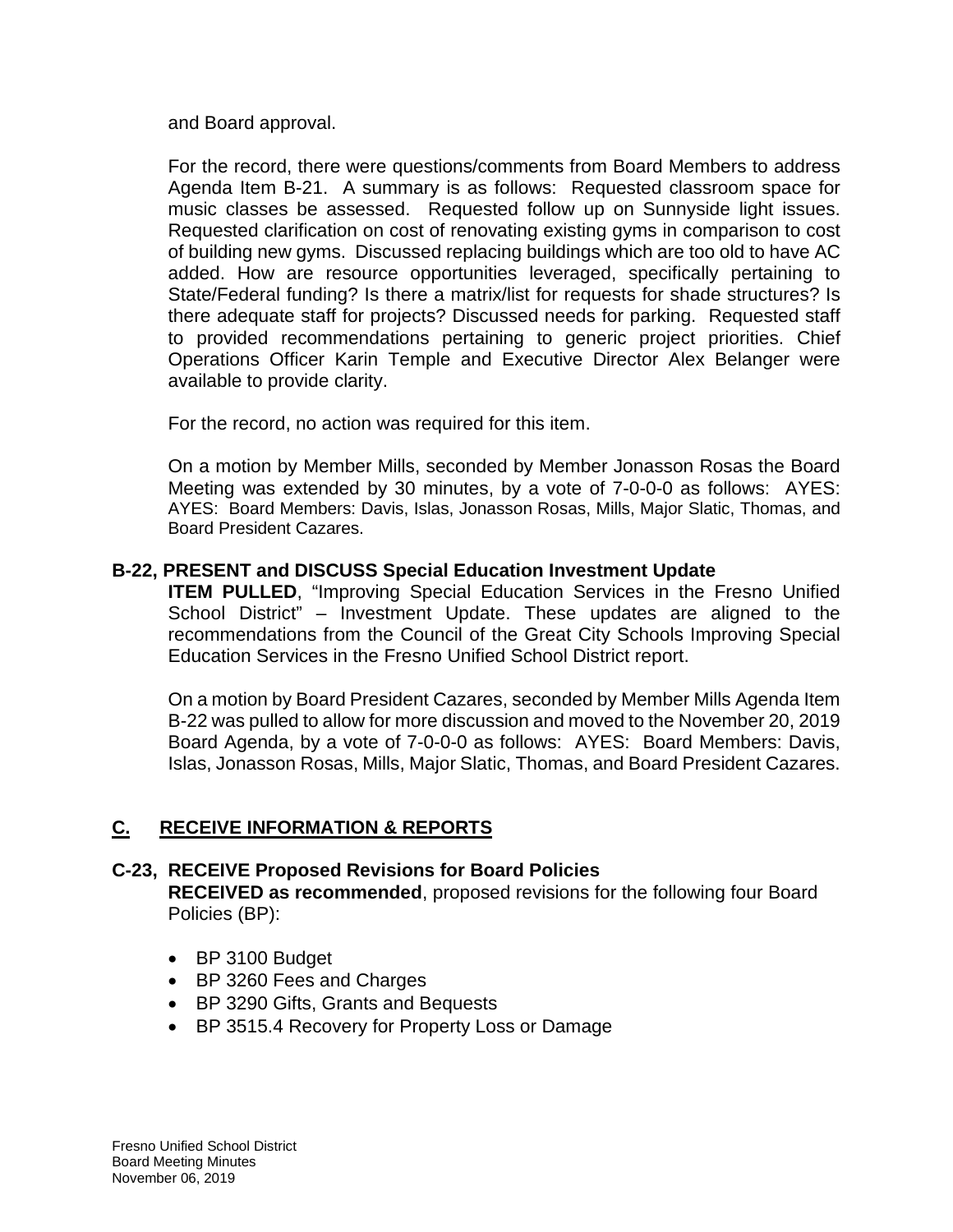and Board approval.

For the record, there were questions/comments from Board Members to address Agenda Item B-21. A summary is as follows: Requested classroom space for music classes be assessed. Requested follow up on Sunnyside light issues. Requested clarification on cost of renovating existing gyms in comparison to cost of building new gyms. Discussed replacing buildings which are too old to have AC added. How are resource opportunities leveraged, specifically pertaining to State/Federal funding? Is there a matrix/list for requests for shade structures? Is there adequate staff for projects? Discussed needs for parking. Requested staff to provided recommendations pertaining to generic project priorities. Chief Operations Officer Karin Temple and Executive Director Alex Belanger were available to provide clarity.

For the record, no action was required for this item.

On a motion by Member Mills, seconded by Member Jonasson Rosas the Board Meeting was extended by 30 minutes, by a vote of 7-0-0-0 as follows: AYES: AYES: Board Members: Davis, Islas, Jonasson Rosas, Mills, Major Slatic, Thomas, and Board President Cazares.

**B-22, PRESENT and DISCUSS Special Education Investment Update**

**ITEM PULLED**, "Improving Special Education Services in the Fresno Unified School District" – Investment Update. These updates are aligned to the recommendations from the Council of the Great City Schools Improving Special Education Services in the Fresno Unified School District report.

On a motion by Board President Cazares, seconded by Member Mills Agenda Item B-22 was pulled to allow for more discussion and moved to the November 20, 2019 Board Agenda, by a vote of 7-0-0-0 as follows: AYES: Board Members: Davis, Islas, Jonasson Rosas, Mills, Major Slatic, Thomas, and Board President Cazares.

## C. RECEIVE INFORMATION & REPORTS

**C-23, RECEIVE Proposed Revisions for Board Policies**

**RECEIVED as recommended**, proposed revisions for the following four Board Policies (BP):

- BP 3100 Budget
- BP 3260 Fees and Charges
- BP 3290 Gifts, Grants and Bequests
- BP 3515.4 Recovery for Property Loss or Damage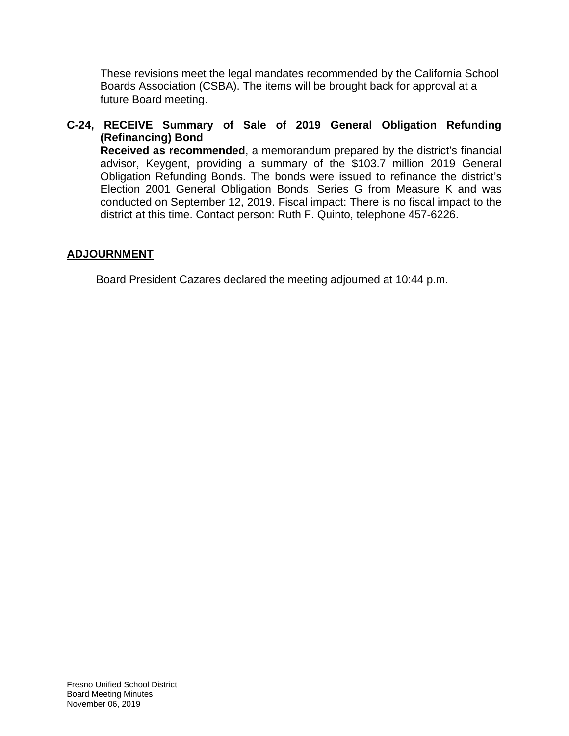These revisions meet the legal mandates recommended by the California School Boards Association (CSBA). The items will be brought back for approval at a future Board meeting.

**C-24, RECEIVE Summary of Sale of 2019 General Obligation Refunding (Refinancing) Bond**

**Received as recommended**, a memorandum prepared by the district's financial advisor, Keygent, providing a summary of the $103.7 million 2019 General Obligation Refunding Bonds. The bonds were issued to refinance the district's Election 2001 General Obligation Bonds, Series G from Measure K and was conducted on September 12, 2019. Fiscal impact: There is no fiscal impact to the district at this time. Contact person: Ruth F. Quinto, telephone 457-6226.

## ADJOURNMENT

Board President Cazares declared the meeting adjourned at 10:44 p.m.